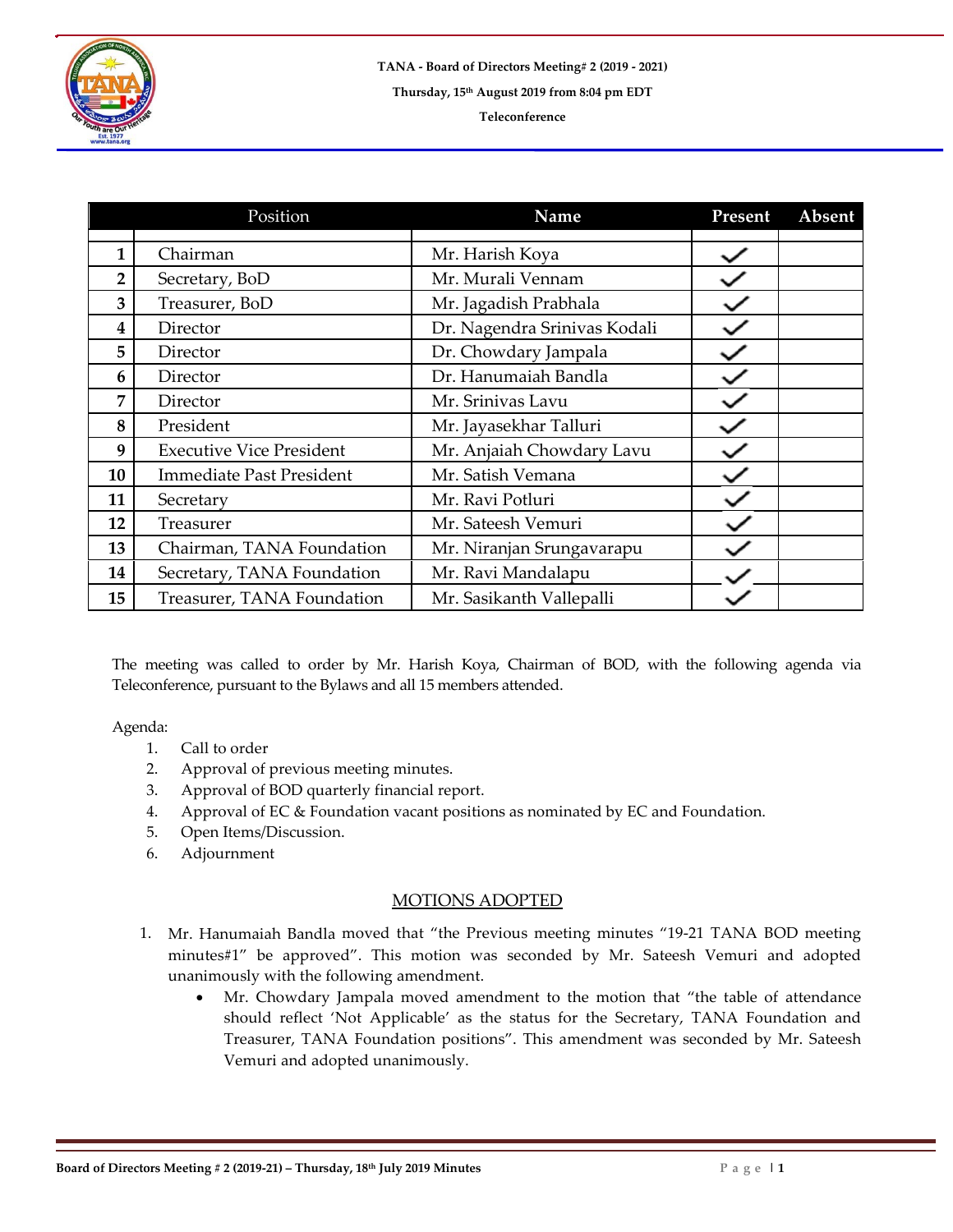**TANA - Board of Directors Meeting# 2 (2019 - 2021)**

**Thursday, 15th August 2019 from 8:04 pm EDT**

**Teleconference**

| | Position | Name | Present | Absent |
|---|---|---|---|---|
| **1** | Chairman | Mr. Harish Koya | ✓ | |
| **2** | Secretary, BoD | Mr. Murali Vennam | ✓ | |
| **3** | Treasurer, BoD | Mr. Jagadish Prabhala | ✓ | |
| **4** | Director | Dr. Nagendra Srinivas Kodali | ✓ | |
| **5** | Director | Dr. Chowdary Jampala | ✓ | |
| **6** | Director | Dr. Hanumaiah Bandla | ✓ | |
| **7** | Director | Mr. Srinivas Lavu | ✓ | |
| **8** | President | Mr. Jayasekhar Talluri | ✓ | |
| **9** | Executive Vice President | Mr. Anjaiah Chowdary Lavu | ✓ | |
| **10** | Immediate Past President | Mr. Satish Vemana | ✓ | |
| **11** | Secretary | Mr. Ravi Potluri | ✓ | |
| **12** | Treasurer | Mr. Sateesh Vemuri | ✓ | |
| **13** | Chairman, TANA Foundation | Mr. Niranjan Srungavarapu | ✓ | |
| **14** | Secretary, TANA Foundation | Mr. Ravi Mandalapu | ✓ | |
| **15** | Treasurer, TANA Foundation | Mr. Sasikanth Vallepalli | ✓ | |

The meeting was called to order by Mr. Harish Koya, Chairman of BOD, with the following agenda via Teleconference, pursuant to the Bylaws and all 15 members attended.

Agenda:

1. Call to order
2. Approval of previous meeting minutes.
3. Approval of BOD quarterly financial report.
4. Approval of EC & Foundation vacant positions as nominated by EC and Foundation.
5. Open Items/Discussion.
6. Adjournment

## MOTIONS ADOPTED

1. Mr. Hanumaiah Bandla moved that "the Previous meeting minutes "19-21 TANA BOD meeting minutes#1" be approved". This motion was seconded by Mr. Sateesh Vemuri and adopted unanimously with the following amendment.
   - Mr. Chowdary Jampala moved amendment to the motion that "the table of attendance should reflect 'Not Applicable' as the status for the Secretary, TANA Foundation and Treasurer, TANA Foundation positions". This amendment was seconded by Mr. Sateesh Vemuri and adopted unanimously.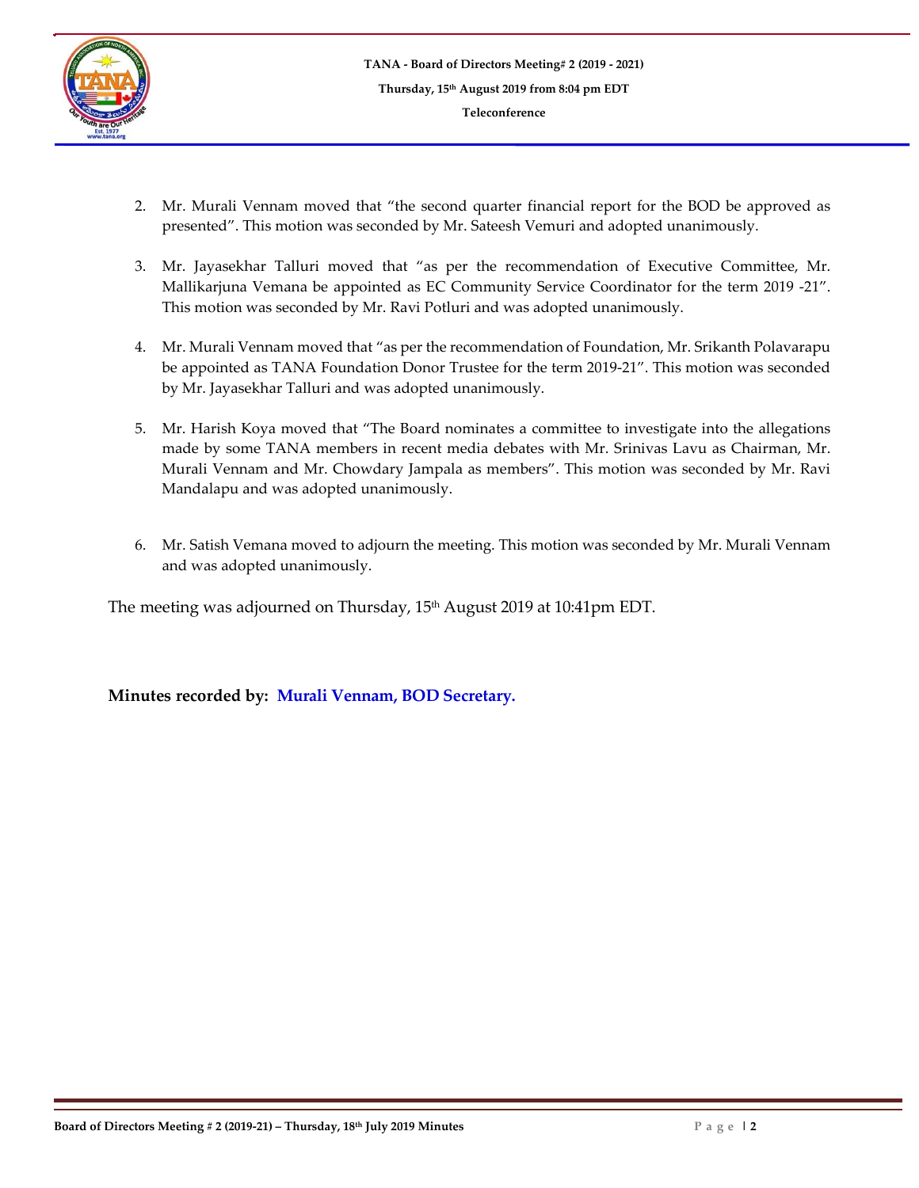2. Mr. Murali Vennam moved that "the second quarter financial report for the BOD be approved as presented". This motion was seconded by Mr. Sateesh Vemuri and adopted unanimously.

3. Mr. Jayasekhar Talluri moved that "as per the recommendation of Executive Committee, Mr. Mallikarjuna Vemana be appointed as EC Community Service Coordinator for the term 2019 -21". This motion was seconded by Mr. Ravi Potluri and was adopted unanimously.

4. Mr. Murali Vennam moved that "as per the recommendation of Foundation, Mr. Srikanth Polavarapu be appointed as TANA Foundation Donor Trustee for the term 2019-21". This motion was seconded by Mr. Jayasekhar Talluri and was adopted unanimously.

5. Mr. Harish Koya moved that "The Board nominates a committee to investigate into the allegations made by some TANA members in recent media debates with Mr. Srinivas Lavu as Chairman, Mr. Murali Vennam and Mr. Chowdary Jampala as members". This motion was seconded by Mr. Ravi Mandalapu and was adopted unanimously.

6. Mr. Satish Vemana moved to adjourn the meeting. This motion was seconded by Mr. Murali Vennam and was adopted unanimously.

The meeting was adjourned on Thursday, 15th August 2019 at 10:41pm EDT.

**Minutes recorded by: Murali Vennam, BOD Secretary.**